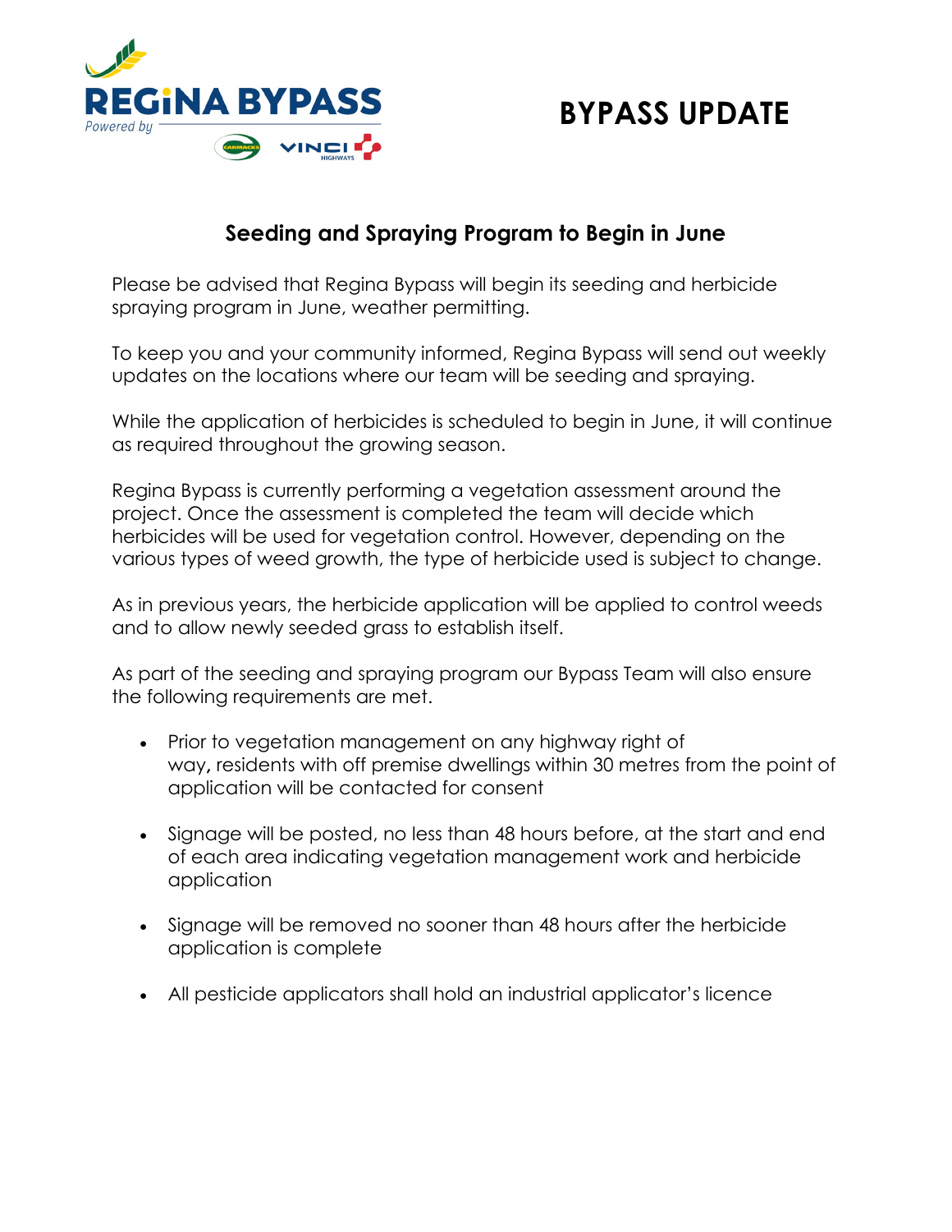REGiNA BYPASS

*Powered by* CARMACKS VINCI HIGHWAYS

# BYPASS UPDATE

## Seeding and Spraying Program to Begin in June

Please be advised that Regina Bypass will begin its seeding and herbicide spraying program in June, weather permitting.

To keep you and your community informed, Regina Bypass will send out weekly updates on the locations where our team will be seeding and spraying.

While the application of herbicides is scheduled to begin in June, it will continue as required throughout the growing season.

Regina Bypass is currently performing a vegetation assessment around the project. Once the assessment is completed the team will decide which herbicides will be used for vegetation control. However, depending on the various types of weed growth, the type of herbicide used is subject to change.

As in previous years, the herbicide application will be applied to control weeds and to allow newly seeded grass to establish itself.

As part of the seeding and spraying program our Bypass Team will also ensure the following requirements are met.

- Prior to vegetation management on any highway right of way**,** residents with off premise dwellings within 30 metres from the point of application will be contacted for consent
- Signage will be posted, no less than 48 hours before, at the start and end of each area indicating vegetation management work and herbicide application
- Signage will be removed no sooner than 48 hours after the herbicide application is complete
- All pesticide applicators shall hold an industrial applicator's licence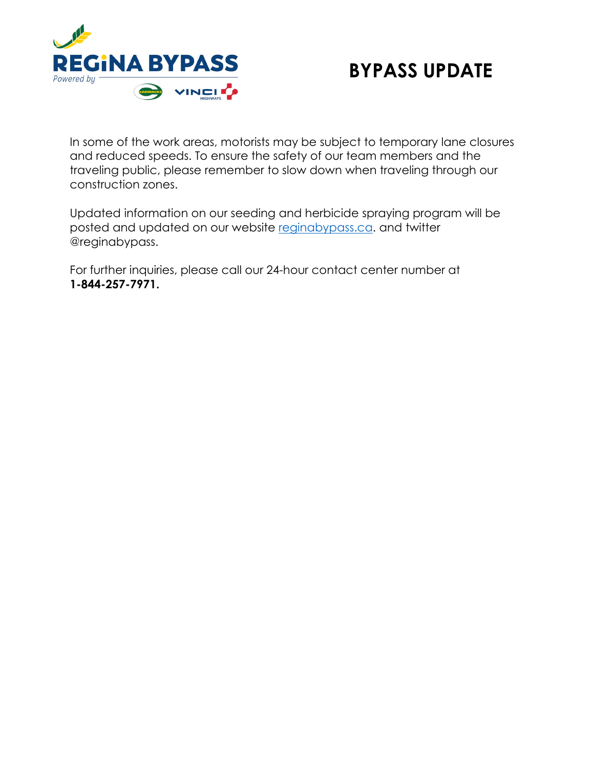# BYPASS UPDATE

In some of the work areas, motorists may be subject to temporary lane closures and reduced speeds. To ensure the safety of our team members and the traveling public, please remember to slow down when traveling through our construction zones.

Updated information on our seeding and herbicide spraying program will be posted and updated on our website [reginabypass.ca](http://reginabypass.ca). and twitter @reginabypass.

For further inquiries, please call our 24-hour contact center number at **1-844-257-7971.**